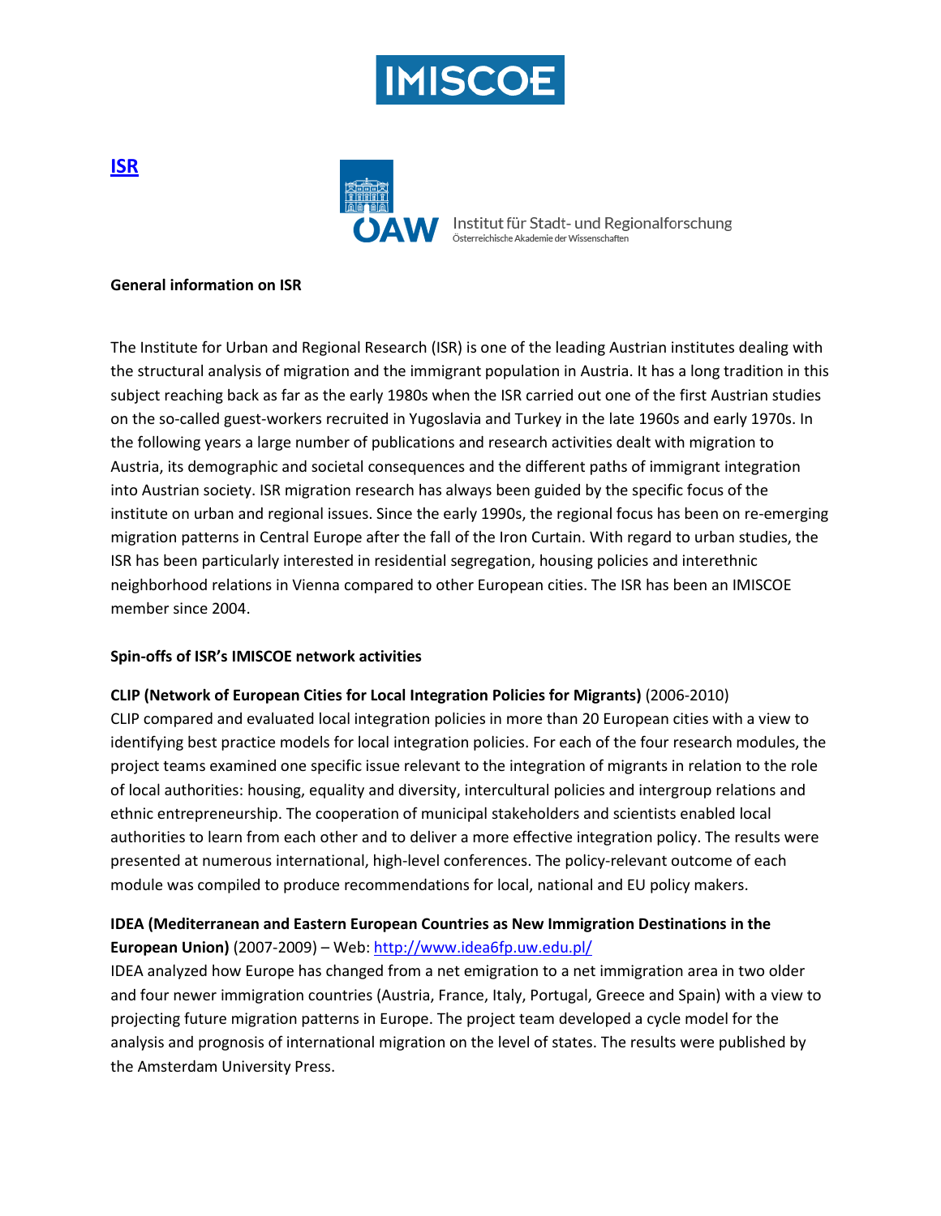IMISCOE

# [ISR]

ÖAW Institut für Stadt- und Regionalforschung
Österreichische Akademie der Wissenschaften

**General information on ISR**

The Institute for Urban and Regional Research (ISR) is one of the leading Austrian institutes dealing with the structural analysis of migration and the immigrant population in Austria. It has a long tradition in this subject reaching back as far as the early 1980s when the ISR carried out one of the first Austrian studies on the so-called guest-workers recruited in Yugoslavia and Turkey in the late 1960s and early 1970s. In the following years a large number of publications and research activities dealt with migration to Austria, its demographic and societal consequences and the different paths of immigrant integration into Austrian society. ISR migration research has always been guided by the specific focus of the institute on urban and regional issues. Since the early 1990s, the regional focus has been on re-emerging migration patterns in Central Europe after the fall of the Iron Curtain. With regard to urban studies, the ISR has been particularly interested in residential segregation, housing policies and interethnic neighborhood relations in Vienna compared to other European cities. The ISR has been an IMISCOE member since 2004.

**Spin-offs of ISR's IMISCOE network activities**

**CLIP (Network of European Cities for Local Integration Policies for Migrants)** (2006-2010)
CLIP compared and evaluated local integration policies in more than 20 European cities with a view to identifying best practice models for local integration policies. For each of the four research modules, the project teams examined one specific issue relevant to the integration of migrants in relation to the role of local authorities: housing, equality and diversity, intercultural policies and intergroup relations and ethnic entrepreneurship. The cooperation of municipal stakeholders and scientists enabled local authorities to learn from each other and to deliver a more effective integration policy. The results were presented at numerous international, high-level conferences. The policy-relevant outcome of each module was compiled to produce recommendations for local, national and EU policy makers.

**IDEA (Mediterranean and Eastern European Countries as New Immigration Destinations in the European Union)** (2007-2009) – Web: http://www.idea6fp.uw.edu.pl/
IDEA analyzed how Europe has changed from a net emigration to a net immigration area in two older and four newer immigration countries (Austria, France, Italy, Portugal, Greece and Spain) with a view to projecting future migration patterns in Europe. The project team developed a cycle model for the analysis and prognosis of international migration on the level of states. The results were published by the Amsterdam University Press.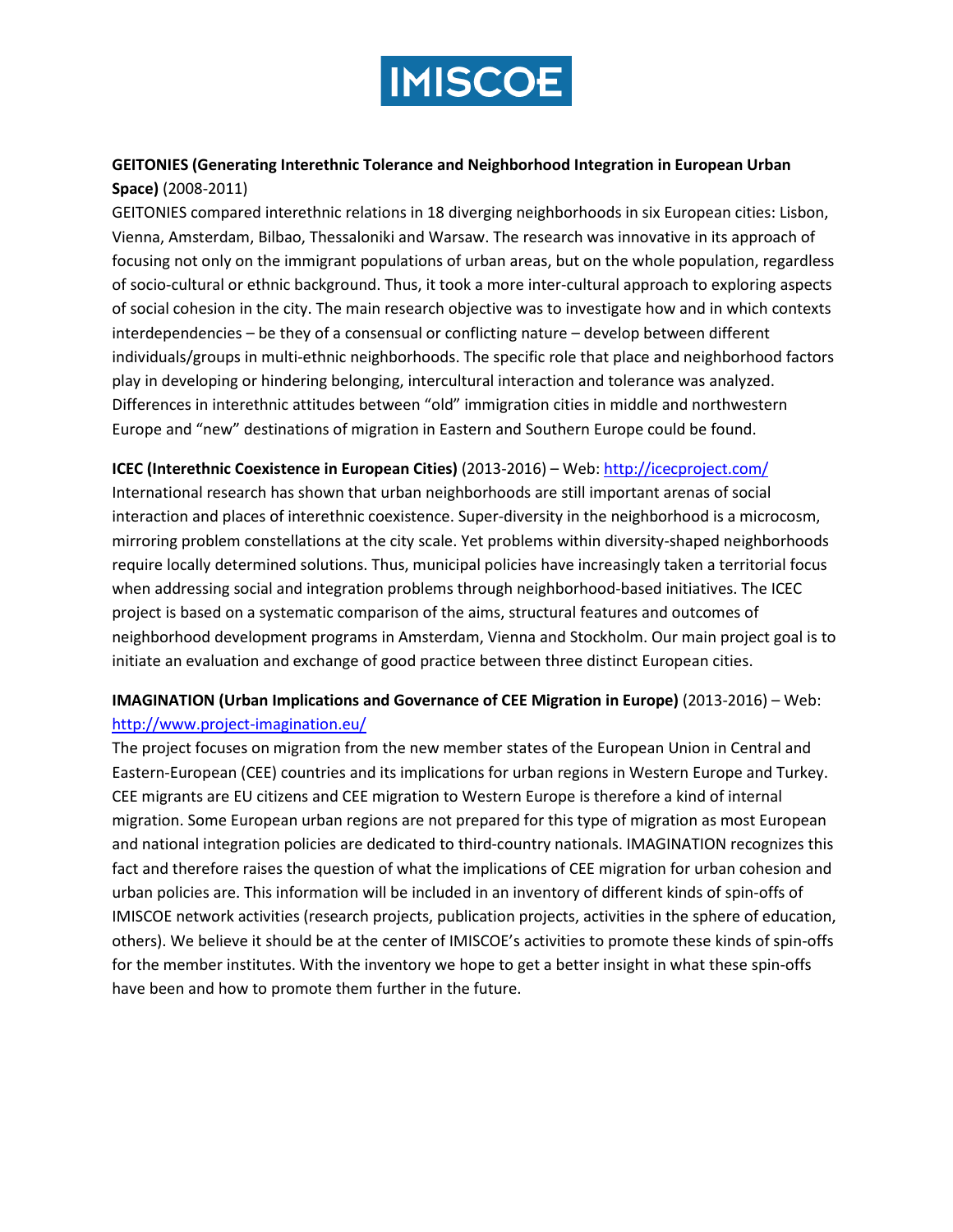**GEITONIES (Generating Interethnic Tolerance and Neighborhood Integration in European Urban Space)** (2008-2011)

GEITONIES compared interethnic relations in 18 diverging neighborhoods in six European cities: Lisbon, Vienna, Amsterdam, Bilbao, Thessaloniki and Warsaw. The research was innovative in its approach of focusing not only on the immigrant populations of urban areas, but on the whole population, regardless of socio-cultural or ethnic background. Thus, it took a more inter-cultural approach to exploring aspects of social cohesion in the city. The main research objective was to investigate how and in which contexts interdependencies – be they of a consensual or conflicting nature – develop between different individuals/groups in multi-ethnic neighborhoods. The specific role that place and neighborhood factors play in developing or hindering belonging, intercultural interaction and tolerance was analyzed. Differences in interethnic attitudes between "old" immigration cities in middle and northwestern Europe and "new" destinations of migration in Eastern and Southern Europe could be found.

**ICEC (Interethnic Coexistence in European Cities)** (2013-2016) – Web: http://icecproject.com/

International research has shown that urban neighborhoods are still important arenas of social interaction and places of interethnic coexistence. Super-diversity in the neighborhood is a microcosm, mirroring problem constellations at the city scale. Yet problems within diversity-shaped neighborhoods require locally determined solutions. Thus, municipal policies have increasingly taken a territorial focus when addressing social and integration problems through neighborhood-based initiatives. The ICEC project is based on a systematic comparison of the aims, structural features and outcomes of neighborhood development programs in Amsterdam, Vienna and Stockholm. Our main project goal is to initiate an evaluation and exchange of good practice between three distinct European cities.

**IMAGINATION (Urban Implications and Governance of CEE Migration in Europe)** (2013-2016) – Web: http://www.project-imagination.eu/

The project focuses on migration from the new member states of the European Union in Central and Eastern-European (CEE) countries and its implications for urban regions in Western Europe and Turkey. CEE migrants are EU citizens and CEE migration to Western Europe is therefore a kind of internal migration. Some European urban regions are not prepared for this type of migration as most European and national integration policies are dedicated to third-country nationals. IMAGINATION recognizes this fact and therefore raises the question of what the implications of CEE migration for urban cohesion and urban policies are. This information will be included in an inventory of different kinds of spin-offs of IMISCOE network activities (research projects, publication projects, activities in the sphere of education, others). We believe it should be at the center of IMISCOE's activities to promote these kinds of spin-offs for the member institutes. With the inventory we hope to get a better insight in what these spin-offs have been and how to promote them further in the future.